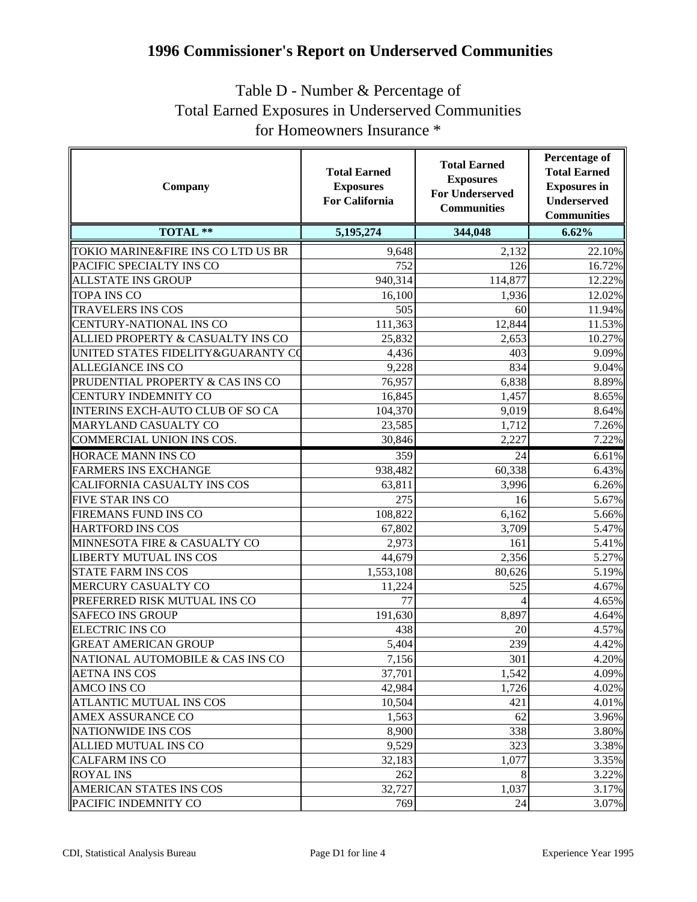# 1996 Commissioner's Report on Underserved Communities

## Table D - Number & Percentage of Total Earned Exposures in Underserved Communities for Homeowners Insurance *

| Company | Total Earned Exposures For California | Total Earned Exposures For Underserved Communities | Percentage of Total Earned Exposures in Underserved Communities |
|---|---|---|---|
| **TOTAL \*\*** | **5,195,274** | **344,048** | **6.62%** |
| TOKIO MARINE&FIRE INS CO LTD US BR | 9,648 | 2,132 | 22.10% |
| PACIFIC SPECIALTY INS CO | 752 | 126 | 16.72% |
| ALLSTATE INS GROUP | 940,314 | 114,877 | 12.22% |
| TOPA INS CO | 16,100 | 1,936 | 12.02% |
| TRAVELERS INS COS | 505 | 60 | 11.94% |
| CENTURY-NATIONAL INS CO | 111,363 | 12,844 | 11.53% |
| ALLIED PROPERTY & CASUALTY INS CO | 25,832 | 2,653 | 10.27% |
| UNITED STATES FIDELITY&GUARANTY CO | 4,436 | 403 | 9.09% |
| ALLEGIANCE INS CO | 9,228 | 834 | 9.04% |
| PRUDENTIAL PROPERTY & CAS INS CO | 76,957 | 6,838 | 8.89% |
| CENTURY INDEMNITY CO | 16,845 | 1,457 | 8.65% |
| INTERINS EXCH-AUTO CLUB OF SO CA | 104,370 | 9,019 | 8.64% |
| MARYLAND CASUALTY CO | 23,585 | 1,712 | 7.26% |
| COMMERCIAL UNION INS COS. | 30,846 | 2,227 | 7.22% |
| HORACE MANN INS CO | 359 | 24 | 6.61% |
| FARMERS INS EXCHANGE | 938,482 | 60,338 | 6.43% |
| CALIFORNIA CASUALTY INS COS | 63,811 | 3,996 | 6.26% |
| FIVE STAR INS CO | 275 | 16 | 5.67% |
| FIREMANS FUND INS CO | 108,822 | 6,162 | 5.66% |
| HARTFORD INS COS | 67,802 | 3,709 | 5.47% |
| MINNESOTA FIRE & CASUALTY CO | 2,973 | 161 | 5.41% |
| LIBERTY MUTUAL INS COS | 44,679 | 2,356 | 5.27% |
| STATE FARM INS COS | 1,553,108 | 80,626 | 5.19% |
| MERCURY CASUALTY CO | 11,224 | 525 | 4.67% |
| PREFERRED RISK MUTUAL INS CO | 77 | 4 | 4.65% |
| SAFECO INS GROUP | 191,630 | 8,897 | 4.64% |
| ELECTRIC INS CO | 438 | 20 | 4.57% |
| GREAT AMERICAN GROUP | 5,404 | 239 | 4.42% |
| NATIONAL AUTOMOBILE & CAS INS CO | 7,156 | 301 | 4.20% |
| AETNA INS COS | 37,701 | 1,542 | 4.09% |
| AMCO INS CO | 42,984 | 1,726 | 4.02% |
| ATLANTIC MUTUAL INS COS | 10,504 | 421 | 4.01% |
| AMEX ASSURANCE CO | 1,563 | 62 | 3.96% |
| NATIONWIDE INS COS | 8,900 | 338 | 3.80% |
| ALLIED MUTUAL INS CO | 9,529 | 323 | 3.38% |
| CALFARM INS CO | 32,183 | 1,077 | 3.35% |
| ROYAL INS | 262 | 8 | 3.22% |
| AMERICAN STATES INS COS | 32,727 | 1,037 | 3.17% |
| PACIFIC INDEMNITY CO | 769 | 24 | 3.07% |

CDI, Statistical Analysis Bureau — Page D1 for line 4 — Experience Year 1995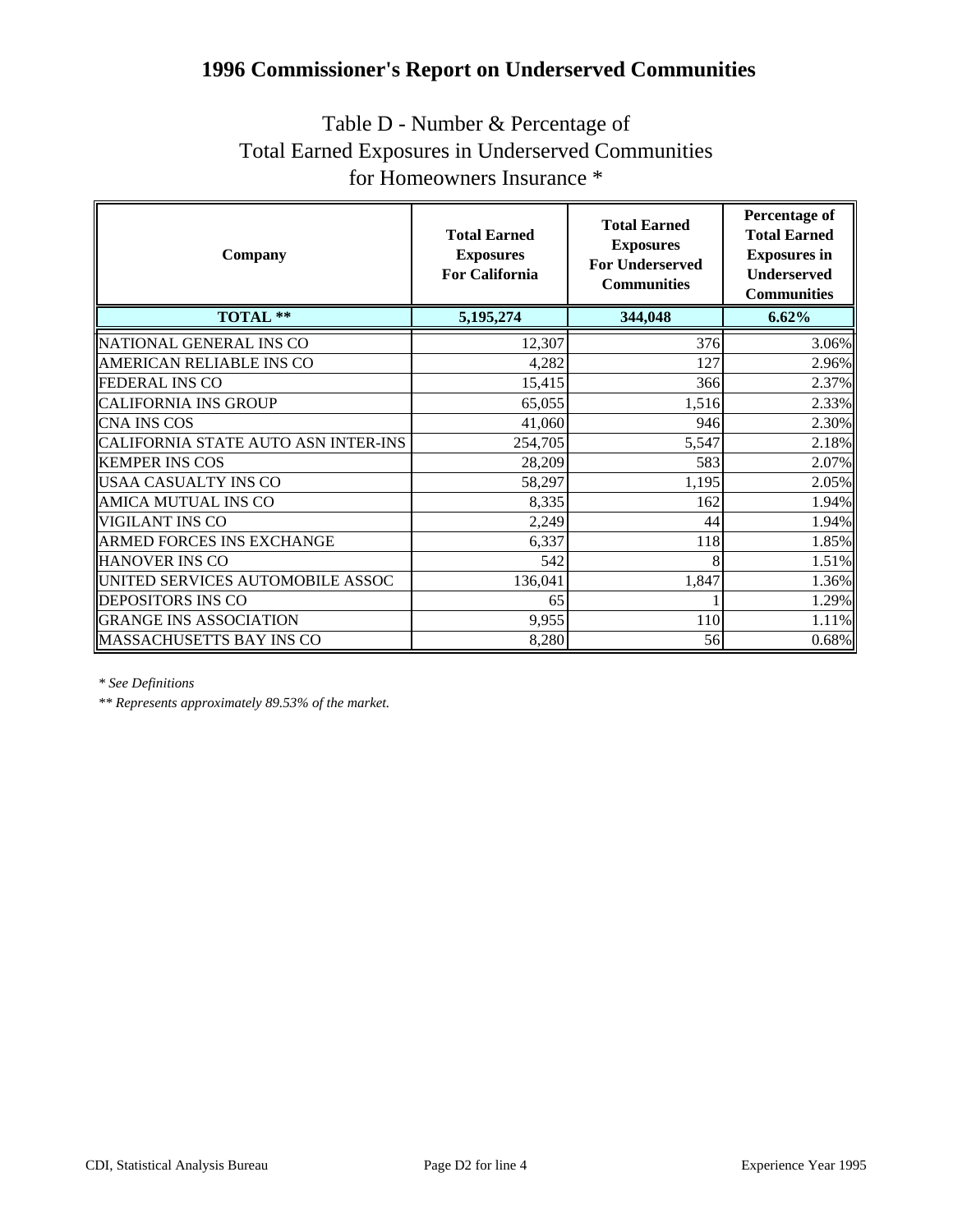# 1996 Commissioner's Report on Underserved Communities

## Table D - Number & Percentage of Total Earned Exposures in Underserved Communities for Homeowners Insurance *

| Company | Total Earned Exposures For California | Total Earned Exposures For Underserved Communities | Percentage of Total Earned Exposures in Underserved Communities |
|---|---|---|---|
| **TOTAL **** | **5,195,274** | **344,048** | **6.62%** |
| NATIONAL GENERAL INS CO | 12,307 | 376 | 3.06% |
| AMERICAN RELIABLE INS CO | 4,282 | 127 | 2.96% |
| FEDERAL INS CO | 15,415 | 366 | 2.37% |
| CALIFORNIA INS GROUP | 65,055 | 1,516 | 2.33% |
| CNA INS COS | 41,060 | 946 | 2.30% |
| CALIFORNIA STATE AUTO ASN INTER-INS | 254,705 | 5,547 | 2.18% |
| KEMPER INS COS | 28,209 | 583 | 2.07% |
| USAA CASUALTY INS CO | 58,297 | 1,195 | 2.05% |
| AMICA MUTUAL INS CO | 8,335 | 162 | 1.94% |
| VIGILANT INS CO | 2,249 | 44 | 1.94% |
| ARMED FORCES INS EXCHANGE | 6,337 | 118 | 1.85% |
| HANOVER INS CO | 542 | 8 | 1.51% |
| UNITED SERVICES AUTOMOBILE ASSOC | 136,041 | 1,847 | 1.36% |
| DEPOSITORS INS CO | 65 | 1 | 1.29% |
| GRANGE INS ASSOCIATION | 9,955 | 110 | 1.11% |
| MASSACHUSETTS BAY INS CO | 8,280 | 56 | 0.68% |

*\* See Definitions*

*\*\* Represents approximately 89.53% of the market.*

CDI, Statistical Analysis Bureau — Page D2 for line 4 — Experience Year 1995